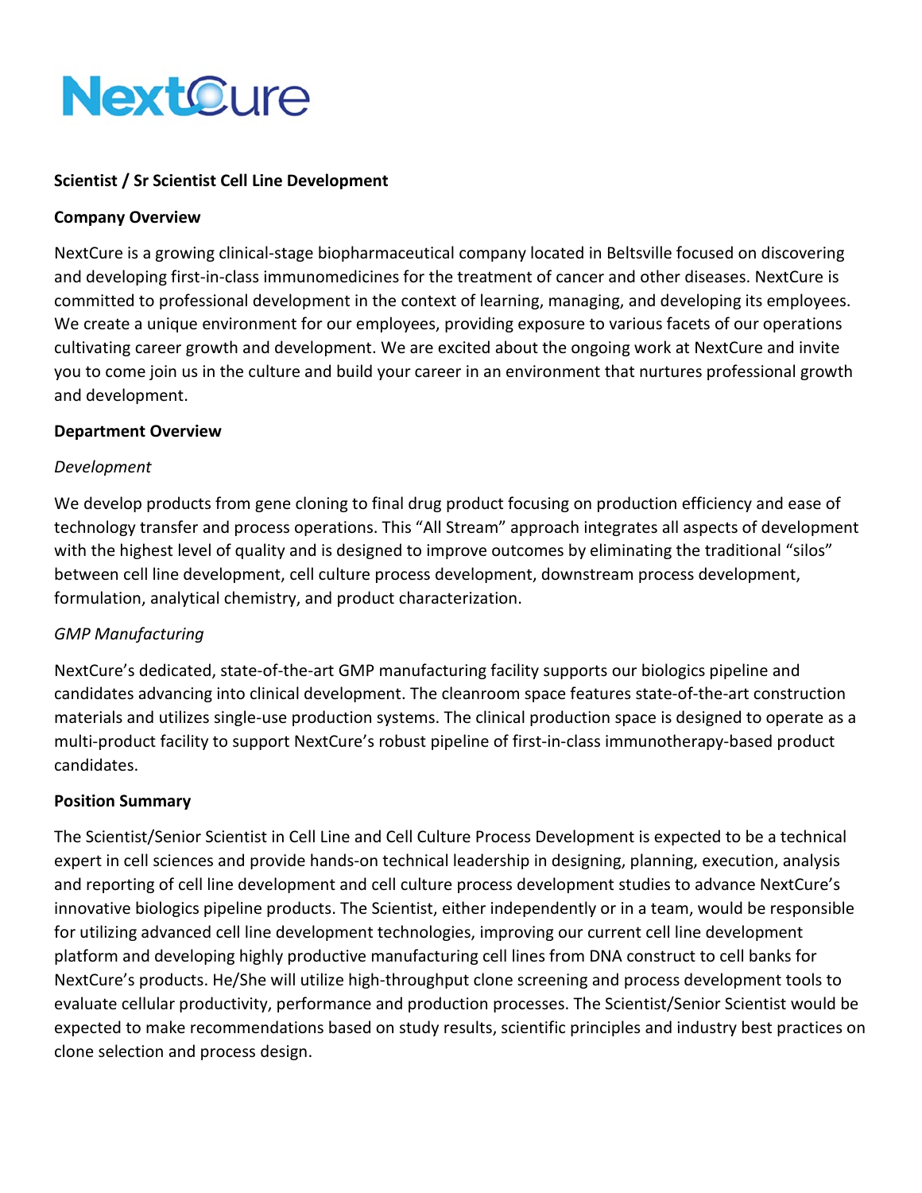NextCure

**Scientist / Sr Scientist Cell Line Development**

**Company Overview**

NextCure is a growing clinical-stage biopharmaceutical company located in Beltsville focused on discovering and developing first-in-class immunomedicines for the treatment of cancer and other diseases. NextCure is committed to professional development in the context of learning, managing, and developing its employees. We create a unique environment for our employees, providing exposure to various facets of our operations cultivating career growth and development. We are excited about the ongoing work at NextCure and invite you to come join us in the culture and build your career in an environment that nurtures professional growth and development.

**Department Overview**

*Development*

We develop products from gene cloning to final drug product focusing on production efficiency and ease of technology transfer and process operations. This "All Stream" approach integrates all aspects of development with the highest level of quality and is designed to improve outcomes by eliminating the traditional "silos" between cell line development, cell culture process development, downstream process development, formulation, analytical chemistry, and product characterization.

*GMP Manufacturing*

NextCure's dedicated, state-of-the-art GMP manufacturing facility supports our biologics pipeline and candidates advancing into clinical development. The cleanroom space features state-of-the-art construction materials and utilizes single-use production systems. The clinical production space is designed to operate as a multi-product facility to support NextCure's robust pipeline of first-in-class immunotherapy-based product candidates.

**Position Summary**

The Scientist/Senior Scientist in Cell Line and Cell Culture Process Development is expected to be a technical expert in cell sciences and provide hands-on technical leadership in designing, planning, execution, analysis and reporting of cell line development and cell culture process development studies to advance NextCure's innovative biologics pipeline products. The Scientist, either independently or in a team, would be responsible for utilizing advanced cell line development technologies, improving our current cell line development platform and developing highly productive manufacturing cell lines from DNA construct to cell banks for NextCure's products. He/She will utilize high-throughput clone screening and process development tools to evaluate cellular productivity, performance and production processes. The Scientist/Senior Scientist would be expected to make recommendations based on study results, scientific principles and industry best practices on clone selection and process design.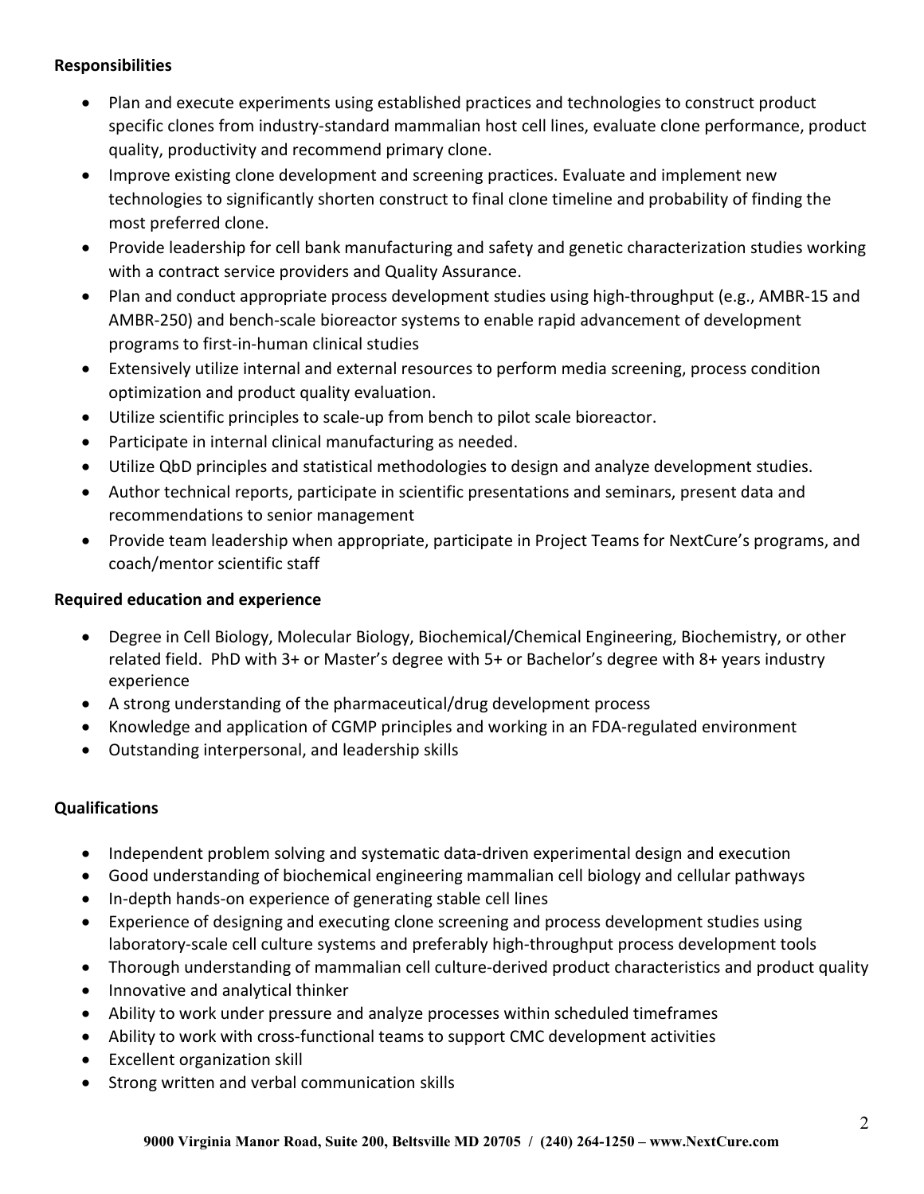**Responsibilities**

- Plan and execute experiments using established practices and technologies to construct product specific clones from industry-standard mammalian host cell lines, evaluate clone performance, product quality, productivity and recommend primary clone.
- Improve existing clone development and screening practices. Evaluate and implement new technologies to significantly shorten construct to final clone timeline and probability of finding the most preferred clone.
- Provide leadership for cell bank manufacturing and safety and genetic characterization studies working with a contract service providers and Quality Assurance.
- Plan and conduct appropriate process development studies using high-throughput (e.g., AMBR-15 and AMBR-250) and bench-scale bioreactor systems to enable rapid advancement of development programs to first-in-human clinical studies
- Extensively utilize internal and external resources to perform media screening, process condition optimization and product quality evaluation.
- Utilize scientific principles to scale-up from bench to pilot scale bioreactor.
- Participate in internal clinical manufacturing as needed.
- Utilize QbD principles and statistical methodologies to design and analyze development studies.
- Author technical reports, participate in scientific presentations and seminars, present data and recommendations to senior management
- Provide team leadership when appropriate, participate in Project Teams for NextCure's programs, and coach/mentor scientific staff

**Required education and experience**

- Degree in Cell Biology, Molecular Biology, Biochemical/Chemical Engineering, Biochemistry, or other related field. PhD with 3+ or Master's degree with 5+ or Bachelor's degree with 8+ years industry experience
- A strong understanding of the pharmaceutical/drug development process
- Knowledge and application of CGMP principles and working in an FDA-regulated environment
- Outstanding interpersonal, and leadership skills

**Qualifications**

- Independent problem solving and systematic data-driven experimental design and execution
- Good understanding of biochemical engineering mammalian cell biology and cellular pathways
- In-depth hands-on experience of generating stable cell lines
- Experience of designing and executing clone screening and process development studies using laboratory-scale cell culture systems and preferably high-throughput process development tools
- Thorough understanding of mammalian cell culture-derived product characteristics and product quality
- Innovative and analytical thinker
- Ability to work under pressure and analyze processes within scheduled timeframes
- Ability to work with cross-functional teams to support CMC development activities
- Excellent organization skill
- Strong written and verbal communication skills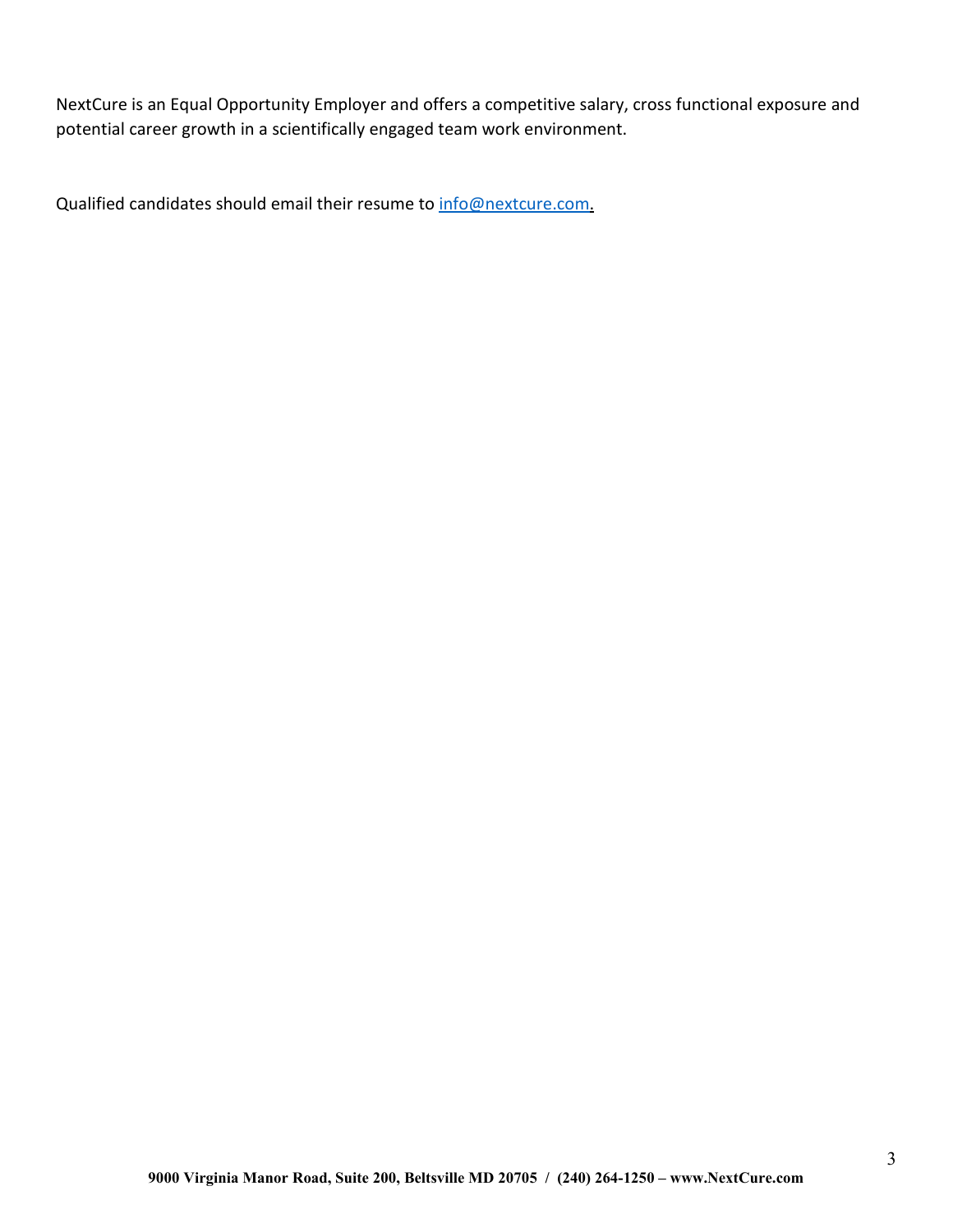NextCure is an Equal Opportunity Employer and offers a competitive salary, cross functional exposure and potential career growth in a scientifically engaged team work environment.

Qualified candidates should email their resume to info@nextcure.com.